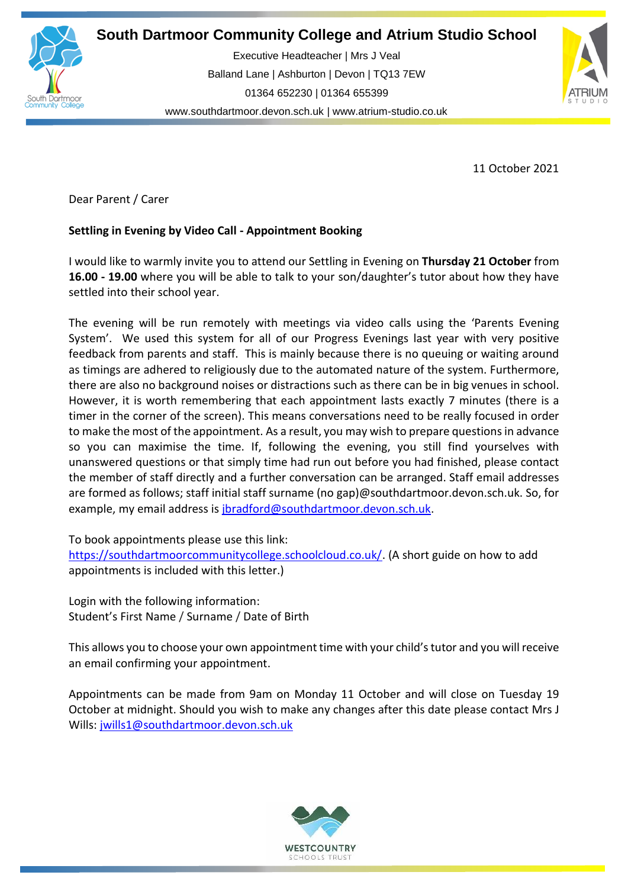# South Dartmoor Community College and Atrium Studio School

Executive Headteacher | Mrs J Veal
Balland Lane | Ashburton | Devon | TQ13 7EW
01364 652230 | 01364 655399
www.southdartmoor.devon.sch.uk | www.atrium-studio.co.uk

11 October 2021

Dear Parent / Carer

**Settling in Evening by Video Call - Appointment Booking**

I would like to warmly invite you to attend our Settling in Evening on **Thursday 21 October** from **16.00 - 19.00** where you will be able to talk to your son/daughter's tutor about how they have settled into their school year.

The evening will be run remotely with meetings via video calls using the 'Parents Evening System'. We used this system for all of our Progress Evenings last year with very positive feedback from parents and staff. This is mainly because there is no queuing or waiting around as timings are adhered to religiously due to the automated nature of the system. Furthermore, there are also no background noises or distractions such as there can be in big venues in school. However, it is worth remembering that each appointment lasts exactly 7 minutes (there is a timer in the corner of the screen). This means conversations need to be really focused in order to make the most of the appointment. As a result, you may wish to prepare questions in advance so you can maximise the time. If, following the evening, you still find yourselves with unanswered questions or that simply time had run out before you had finished, please contact the member of staff directly and a further conversation can be arranged. Staff email addresses are formed as follows; staff initial staff surname (no gap)@southdartmoor.devon.sch.uk. So, for example, my email address is jbradford@southdartmoor.devon.sch.uk.

To book appointments please use this link:
https://southdartmoorcommunitycollege.schoolcloud.co.uk/. (A short guide on how to add appointments is included with this letter.)

Login with the following information:
Student's First Name / Surname / Date of Birth

This allows you to choose your own appointment time with your child's tutor and you will receive an email confirming your appointment.

Appointments can be made from 9am on Monday 11 October and will close on Tuesday 19 October at midnight. Should you wish to make any changes after this date please contact Mrs J Wills: jwills1@southdartmoor.devon.sch.uk

WESTCOUNTRY SCHOOLS TRUST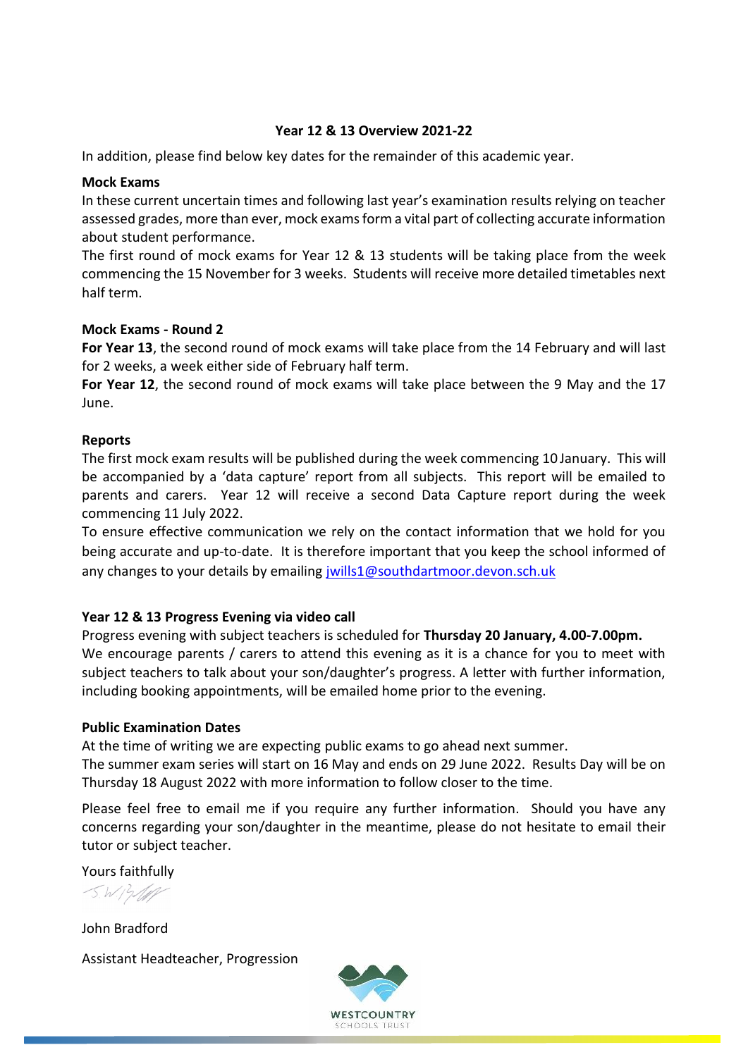## Year 12 & 13 Overview 2021-22

In addition, please find below key dates for the remainder of this academic year.

**Mock Exams**

In these current uncertain times and following last year's examination results relying on teacher assessed grades, more than ever, mock exams form a vital part of collecting accurate information about student performance.

The first round of mock exams for Year 12 & 13 students will be taking place from the week commencing the 15 November for 3 weeks. Students will receive more detailed timetables next half term.

**Mock Exams - Round 2**

**For Year 13**, the second round of mock exams will take place from the 14 February and will last for 2 weeks, a week either side of February half term.

**For Year 12**, the second round of mock exams will take place between the 9 May and the 17 June.

**Reports**

The first mock exam results will be published during the week commencing 10 January. This will be accompanied by a 'data capture' report from all subjects. This report will be emailed to parents and carers. Year 12 will receive a second Data Capture report during the week commencing 11 July 2022.

To ensure effective communication we rely on the contact information that we hold for you being accurate and up-to-date. It is therefore important that you keep the school informed of any changes to your details by emailing jwills1@southdartmoor.devon.sch.uk

**Year 12 & 13 Progress Evening via video call**

Progress evening with subject teachers is scheduled for **Thursday 20 January, 4.00-7.00pm.**

We encourage parents / carers to attend this evening as it is a chance for you to meet with subject teachers to talk about your son/daughter's progress. A letter with further information, including booking appointments, will be emailed home prior to the evening.

**Public Examination Dates**

At the time of writing we are expecting public exams to go ahead next summer.

The summer exam series will start on 16 May and ends on 29 June 2022. Results Day will be on Thursday 18 August 2022 with more information to follow closer to the time.

Please feel free to email me if you require any further information. Should you have any concerns regarding your son/daughter in the meantime, please do not hesitate to email their tutor or subject teacher.

Yours faithfully

John Bradford

Assistant Headteacher, Progression

WESTCOUNTRY SCHOOLS TRUST